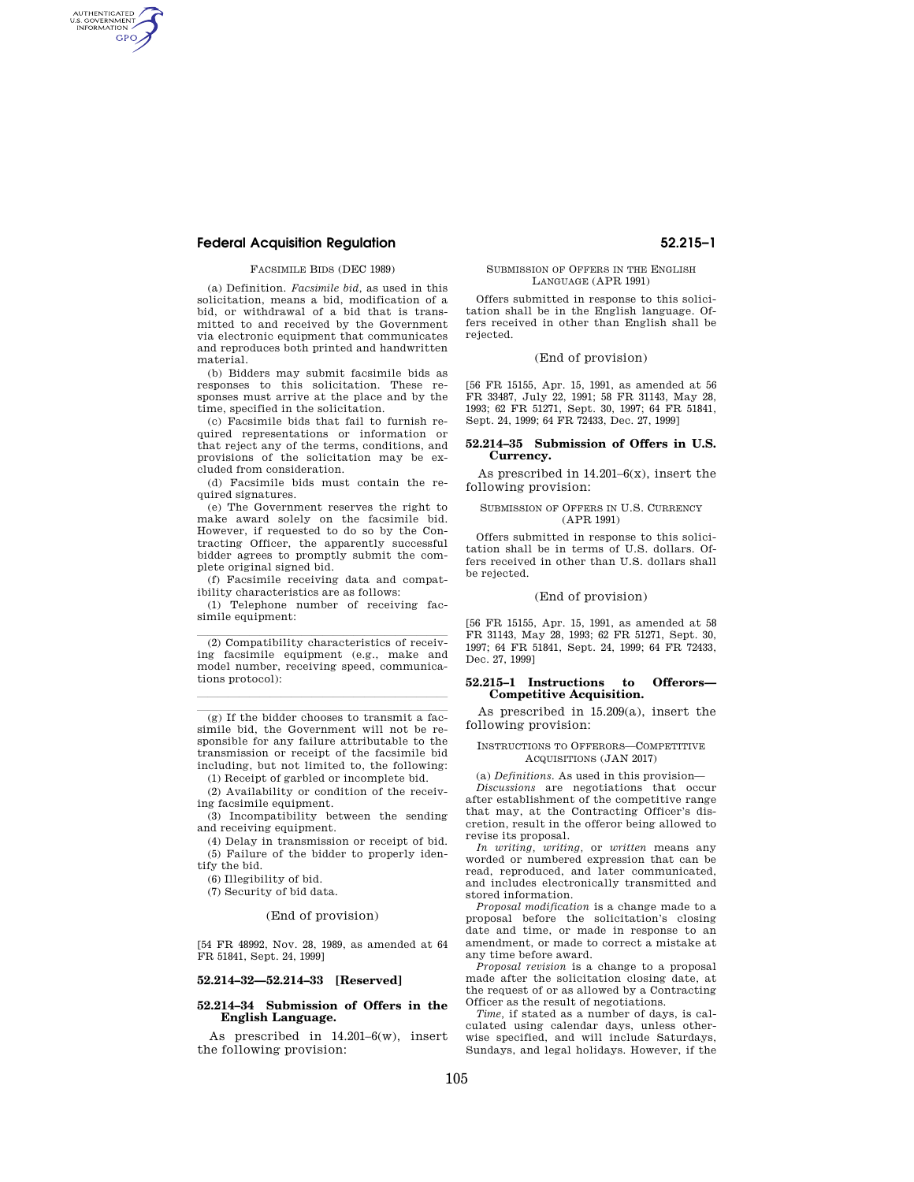FACSIMILE BIDS (DEC 1989)

(a) Definition. *Facsimile bid,* as used in this solicitation, means a bid, modification of a bid, or withdrawal of a bid that is transmitted to and received by the Government via electronic equipment that communicates and reproduces both printed and handwritten material.

(b) Bidders may submit facsimile bids as responses to this solicitation. These responses must arrive at the place and by the time, specified in the solicitation.

(c) Facsimile bids that fail to furnish required representations or information or that reject any of the terms, conditions, and provisions of the solicitation may be excluded from consideration.

(d) Facsimile bids must contain the required signatures.

(e) The Government reserves the right to make award solely on the facsimile bid. However, if requested to do so by the Contracting Officer, the apparently successful bidder agrees to promptly submit the complete original signed bid.

(f) Facsimile receiving data and compatibility characteristics are as follows:

(1) Telephone number of receiving facsimile equipment:

_______________

(2) Compatibility characteristics of receiving facsimile equipment (e.g., make and model number, receiving speed, communications protocol):

_______________

_______________

(g) If the bidder chooses to transmit a facsimile bid, the Government will not be responsible for any failure attributable to the transmission or receipt of the facsimile bid including, but not limited to, the following:

(1) Receipt of garbled or incomplete bid.

(2) Availability or condition of the receiving facsimile equipment.

(3) Incompatibility between the sending and receiving equipment.

(4) Delay in transmission or receipt of bid.

(5) Failure of the bidder to properly identify the bid.

(6) Illegibility of bid.

(7) Security of bid data.

(End of provision)

[54 FR 48992, Nov. 28, 1989, as amended at 64 FR 51841, Sept. 24, 1999]

## 52.214–32—52.214–33 [Reserved]

## 52.214–34 Submission of Offers in the English Language.

As prescribed in 14.201–6(w), insert the following provision:

SUBMISSION OF OFFERS IN THE ENGLISH LANGUAGE (APR 1991)

Offers submitted in response to this solicitation shall be in the English language. Offers received in other than English shall be rejected.

(End of provision)

[56 FR 15155, Apr. 15, 1991, as amended at 56 FR 33487, July 22, 1991; 58 FR 31143, May 28, 1993; 62 FR 51271, Sept. 30, 1997; 64 FR 51841, Sept. 24, 1999; 64 FR 72433, Dec. 27, 1999]

## 52.214–35 Submission of Offers in U.S. Currency.

As prescribed in 14.201–6(x), insert the following provision:

SUBMISSION OF OFFERS IN U.S. CURRENCY (APR 1991)

Offers submitted in response to this solicitation shall be in terms of U.S. dollars. Offers received in other than U.S. dollars shall be rejected.

(End of provision)

[56 FR 15155, Apr. 15, 1991, as amended at 58 FR 31143, May 28, 1993; 62 FR 51271, Sept. 30, 1997; 64 FR 51841, Sept. 24, 1999; 64 FR 72433, Dec. 27, 1999]

## 52.215–1 Instructions to Offerors—Competitive Acquisition.

As prescribed in 15.209(a), insert the following provision:

INSTRUCTIONS TO OFFERORS—COMPETITIVE ACQUISITIONS (JAN 2017)

(a) *Definitions.* As used in this provision—

*Discussions* are negotiations that occur after establishment of the competitive range that may, at the Contracting Officer's discretion, result in the offeror being allowed to revise its proposal.

*In writing, writing,* or *written* means any worded or numbered expression that can be read, reproduced, and later communicated, and includes electronically transmitted and stored information.

*Proposal modification* is a change made to a proposal before the solicitation's closing date and time, or made in response to an amendment, or made to correct a mistake at any time before award.

*Proposal revision* is a change to a proposal made after the solicitation closing date, at the request of or as allowed by a Contracting Officer as the result of negotiations.

*Time,* if stated as a number of days, is calculated using calendar days, unless otherwise specified, and will include Saturdays, Sundays, and legal holidays. However, if the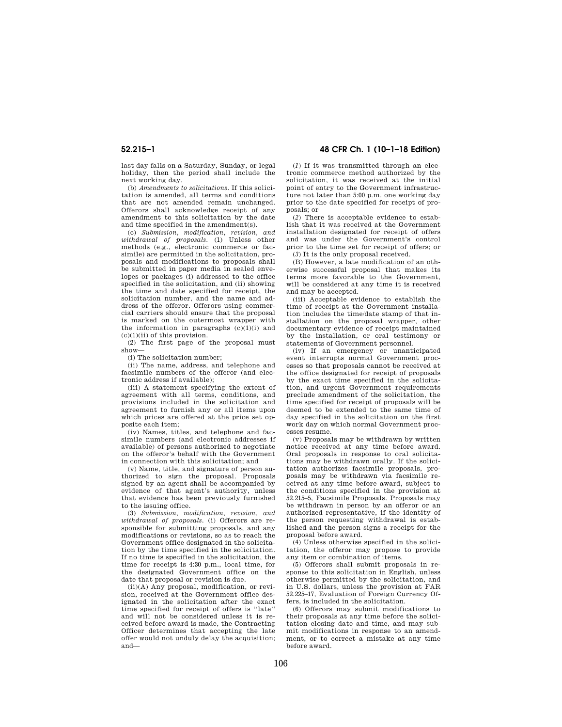last day falls on a Saturday, Sunday, or legal holiday, then the period shall include the next working day.

(b) *Amendments to solicitations.* If this solicitation is amended, all terms and conditions that are not amended remain unchanged. Offerors shall acknowledge receipt of any amendment to this solicitation by the date and time specified in the amendment(s).

(c) *Submission, modification, revision, and withdrawal of proposals.* (1) Unless other methods (e.g., electronic commerce or facsimile) are permitted in the solicitation, proposals and modifications to proposals shall be submitted in paper media in sealed envelopes or packages (i) addressed to the office specified in the solicitation, and (ii) showing the time and date specified for receipt, the solicitation number, and the name and address of the offeror. Offerors using commercial carriers should ensure that the proposal is marked on the outermost wrapper with the information in paragraphs (c)(1)(i) and (c)(1)(ii) of this provision.

(2) The first page of the proposal must show—

(i) The solicitation number;

(ii) The name, address, and telephone and facsimile numbers of the offeror (and electronic address if available);

(iii) A statement specifying the extent of agreement with all terms, conditions, and provisions included in the solicitation and agreement to furnish any or all items upon which prices are offered at the price set opposite each item;

(iv) Names, titles, and telephone and facsimile numbers (and electronic addresses if available) of persons authorized to negotiate on the offeror's behalf with the Government in connection with this solicitation; and

(v) Name, title, and signature of person authorized to sign the proposal. Proposals signed by an agent shall be accompanied by evidence of that agent's authority, unless that evidence has been previously furnished to the issuing office.

(3) *Submission, modification, revision, and withdrawal of proposals.* (i) Offerors are responsible for submitting proposals, and any modifications or revisions, so as to reach the Government office designated in the solicitation by the time specified in the solicitation. If no time is specified in the solicitation, the time for receipt is 4:30 p.m., local time, for the designated Government office on the date that proposal or revision is due.

(ii)(A) Any proposal, modification, or revision, received at the Government office designated in the solicitation after the exact time specified for receipt of offers is "late" and will not be considered unless it is received before award is made, the Contracting Officer determines that accepting the late offer would not unduly delay the acquisition; and—

(*1*) If it was transmitted through an electronic commerce method authorized by the solicitation, it was received at the initial point of entry to the Government infrastructure not later than 5:00 p.m. one working day prior to the date specified for receipt of proposals; or

(*2*) There is acceptable evidence to establish that it was received at the Government installation designated for receipt of offers and was under the Government's control prior to the time set for receipt of offers; or

(*3*) It is the only proposal received.

(B) However, a late modification of an otherwise successful proposal that makes its terms more favorable to the Government, will be considered at any time it is received and may be accepted.

(iii) Acceptable evidence to establish the time of receipt at the Government installation includes the time/date stamp of that installation on the proposal wrapper, other documentary evidence of receipt maintained by the installation, or oral testimony or statements of Government personnel.

(iv) If an emergency or unanticipated event interrupts normal Government processes so that proposals cannot be received at the office designated for receipt of proposals by the exact time specified in the solicitation, and urgent Government requirements preclude amendment of the solicitation, the time specified for receipt of proposals will be deemed to be extended to the same time of day specified in the solicitation on the first work day on which normal Government processes resume.

(v) Proposals may be withdrawn by written notice received at any time before award. Oral proposals in response to oral solicitations may be withdrawn orally. If the solicitation authorizes facsimile proposals, proposals may be withdrawn via facsimile received at any time before award, subject to the conditions specified in the provision at 52.215-5, Facsimile Proposals. Proposals may be withdrawn in person by an offeror or an authorized representative, if the identity of the person requesting withdrawal is established and the person signs a receipt for the proposal before award.

(4) Unless otherwise specified in the solicitation, the offeror may propose to provide any item or combination of items.

(5) Offerors shall submit proposals in response to this solicitation in English, unless otherwise permitted by the solicitation, and in U.S. dollars, unless the provision at FAR 52.225-17, Evaluation of Foreign Currency Offers, is included in the solicitation.

(6) Offerors may submit modifications to their proposals at any time before the solicitation closing date and time, and may submit modifications in response to an amendment, or to correct a mistake at any time before award.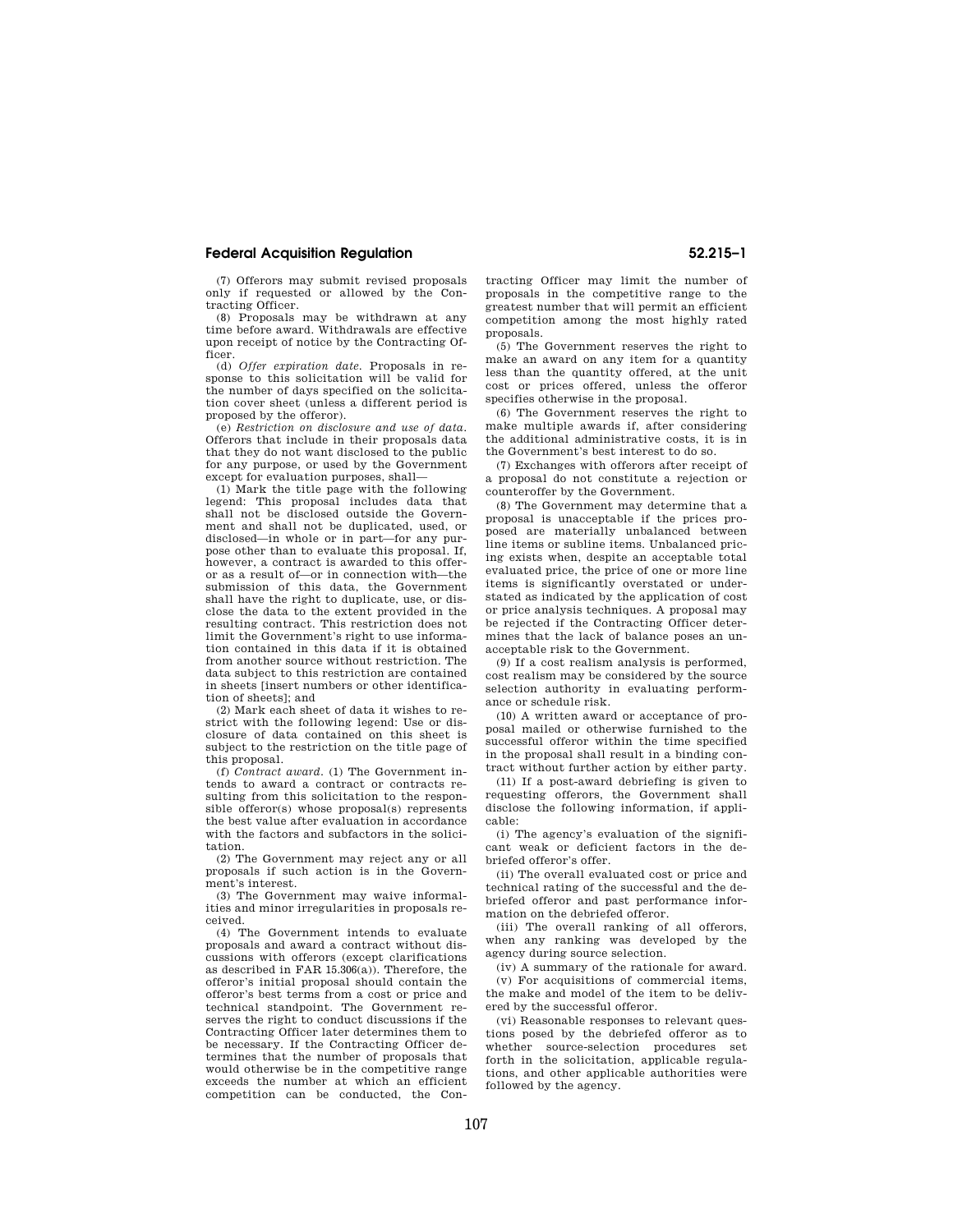(7) Offerors may submit revised proposals only if requested or allowed by the Contracting Officer.

(8) Proposals may be withdrawn at any time before award. Withdrawals are effective upon receipt of notice by the Contracting Officer.

(d) *Offer expiration date.* Proposals in response to this solicitation will be valid for the number of days specified on the solicitation cover sheet (unless a different period is proposed by the offeror).

(e) *Restriction on disclosure and use of data.* Offerors that include in their proposals data that they do not want disclosed to the public for any purpose, or used by the Government except for evaluation purposes, shall—

(1) Mark the title page with the following legend: This proposal includes data that shall not be disclosed outside the Government and shall not be duplicated, used, or disclosed—in whole or in part—for any purpose other than to evaluate this proposal. If, however, a contract is awarded to this offeror as a result of—or in connection with—the submission of this data, the Government shall have the right to duplicate, use, or disclose the data to the extent provided in the resulting contract. This restriction does not limit the Government's right to use information contained in this data if it is obtained from another source without restriction. The data subject to this restriction are contained in sheets [insert numbers or other identification of sheets]; and

(2) Mark each sheet of data it wishes to restrict with the following legend: Use or disclosure of data contained on this sheet is subject to the restriction on the title page of this proposal.

(f) *Contract award.* (1) The Government intends to award a contract or contracts resulting from this solicitation to the responsible offeror(s) whose proposal(s) represents the best value after evaluation in accordance with the factors and subfactors in the solicitation.

(2) The Government may reject any or all proposals if such action is in the Government's interest.

(3) The Government may waive informalities and minor irregularities in proposals received.

(4) The Government intends to evaluate proposals and award a contract without discussions with offerors (except clarifications as described in FAR 15.306(a)). Therefore, the offeror's initial proposal should contain the offeror's best terms from a cost or price and technical standpoint. The Government reserves the right to conduct discussions if the Contracting Officer later determines them to be necessary. If the Contracting Officer determines that the number of proposals that would otherwise be in the competitive range exceeds the number at which an efficient competition can be conducted, the Contracting Officer may limit the number of proposals in the competitive range to the greatest number that will permit an efficient competition among the most highly rated proposals.

(5) The Government reserves the right to make an award on any item for a quantity less than the quantity offered, at the unit cost or prices offered, unless the offeror specifies otherwise in the proposal.

(6) The Government reserves the right to make multiple awards if, after considering the additional administrative costs, it is in the Government's best interest to do so.

(7) Exchanges with offerors after receipt of a proposal do not constitute a rejection or counteroffer by the Government.

(8) The Government may determine that a proposal is unacceptable if the prices proposed are materially unbalanced between line items or subline items. Unbalanced pricing exists when, despite an acceptable total evaluated price, the price of one or more line items is significantly overstated or understated as indicated by the application of cost or price analysis techniques. A proposal may be rejected if the Contracting Officer determines that the lack of balance poses an unacceptable risk to the Government.

(9) If a cost realism analysis is performed, cost realism may be considered by the source selection authority in evaluating performance or schedule risk.

(10) A written award or acceptance of proposal mailed or otherwise furnished to the successful offeror within the time specified in the proposal shall result in a binding contract without further action by either party.

(11) If a post-award debriefing is given to requesting offerors, the Government shall disclose the following information, if applicable:

(i) The agency's evaluation of the significant weak or deficient factors in the debriefed offeror's offer.

(ii) The overall evaluated cost or price and technical rating of the successful and the debriefed offeror and past performance information on the debriefed offeror.

(iii) The overall ranking of all offerors, when any ranking was developed by the agency during source selection.

(iv) A summary of the rationale for award.

(v) For acquisitions of commercial items, the make and model of the item to be delivered by the successful offeror.

(vi) Reasonable responses to relevant questions posed by the debriefed offeror as to whether source-selection procedures set forth in the solicitation, applicable regulations, and other applicable authorities were followed by the agency.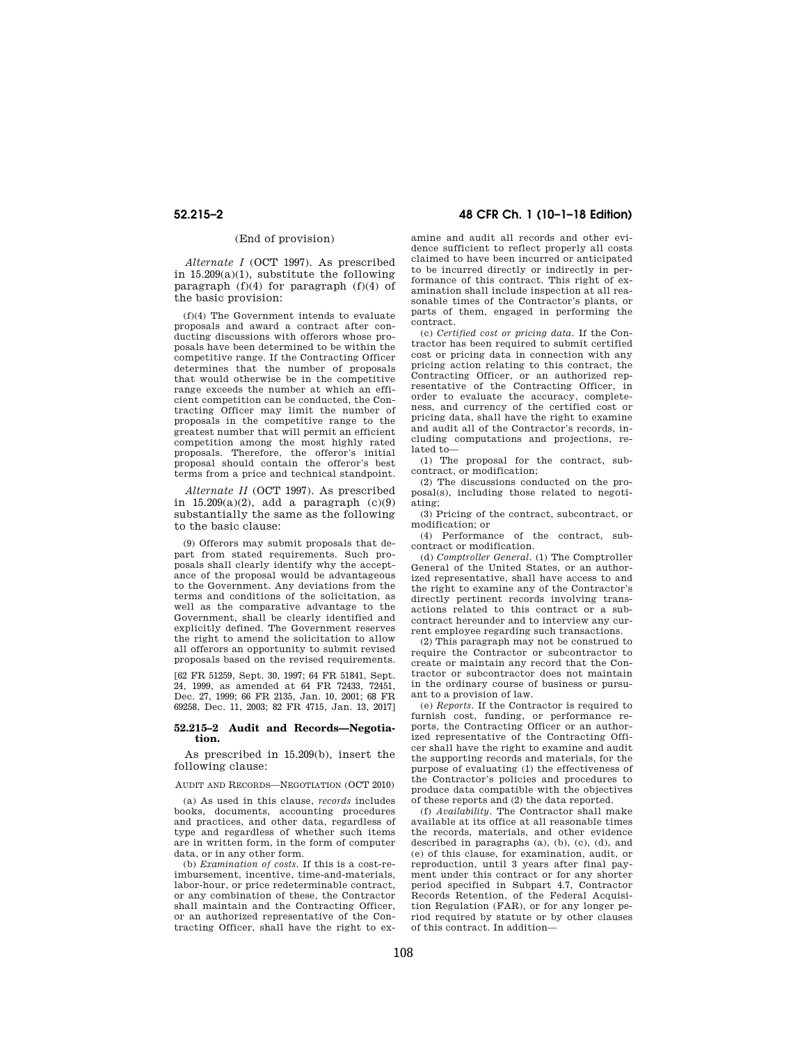(End of provision)

*Alternate I* (OCT 1997). As prescribed in 15.209(a)(1), substitute the following paragraph (f)(4) for paragraph (f)(4) of the basic provision:

(f)(4) The Government intends to evaluate proposals and award a contract after conducting discussions with offerors whose proposals have been determined to be within the competitive range. If the Contracting Officer determines that the number of proposals that would otherwise be in the competitive range exceeds the number at which an efficient competition can be conducted, the Contracting Officer may limit the number of proposals in the competitive range to the greatest number that will permit an efficient competition among the most highly rated proposals. Therefore, the offeror's initial proposal should contain the offeror's best terms from a price and technical standpoint.

*Alternate II* (OCT 1997). As prescribed in 15.209(a)(2), add a paragraph (c)(9) substantially the same as the following to the basic clause:

(9) Offerors may submit proposals that depart from stated requirements. Such proposals shall clearly identify why the acceptance of the proposal would be advantageous to the Government. Any deviations from the terms and conditions of the solicitation, as well as the comparative advantage to the Government, shall be clearly identified and explicitly defined. The Government reserves the right to amend the solicitation to allow all offerors an opportunity to submit revised proposals based on the revised requirements.

[62 FR 51259, Sept. 30, 1997; 64 FR 51841, Sept. 24, 1999, as amended at 64 FR 72433, 72451, Dec. 27, 1999; 66 FR 2135, Jan. 10, 2001; 68 FR 69258, Dec. 11, 2003; 82 FR 4715, Jan. 13, 2017]

### 52.215–2 Audit and Records—Negotiation.

As prescribed in 15.209(b), insert the following clause:

AUDIT AND RECORDS—NEGOTIATION (OCT 2010)

(a) As used in this clause, *records* includes books, documents, accounting procedures and practices, and other data, regardless of type and regardless of whether such items are in written form, in the form of computer data, or in any other form.

(b) *Examination of costs.* If this is a cost-reimbursement, incentive, time-and-materials, labor-hour, or price redeterminable contract, or any combination of these, the Contractor shall maintain and the Contracting Officer, or an authorized representative of the Contracting Officer, shall have the right to examine and audit all records and other evidence sufficient to reflect properly all costs claimed to have been incurred or anticipated to be incurred directly or indirectly in performance of this contract. This right of examination shall include inspection at all reasonable times of the Contractor's plants, or parts of them, engaged in performing the contract.

(c) *Certified cost or pricing data.* If the Contractor has been required to submit certified cost or pricing data in connection with any pricing action relating to this contract, the Contracting Officer, or an authorized representative of the Contracting Officer, in order to evaluate the accuracy, completeness, and currency of the certified cost or pricing data, shall have the right to examine and audit all of the Contractor's records, including computations and projections, related to—

(1) The proposal for the contract, subcontract, or modification;

(2) The discussions conducted on the proposal(s), including those related to negotiating;

(3) Pricing of the contract, subcontract, or modification; or

(4) Performance of the contract, subcontract or modification.

(d) *Comptroller General.* (1) The Comptroller General of the United States, or an authorized representative, shall have access to and the right to examine any of the Contractor's directly pertinent records involving transactions related to this contract or a subcontract hereunder and to interview any current employee regarding such transactions.

(2) This paragraph may not be construed to require the Contractor or subcontractor to create or maintain any record that the Contractor or subcontractor does not maintain in the ordinary course of business or pursuant to a provision of law.

(e) *Reports.* If the Contractor is required to furnish cost, funding, or performance reports, the Contracting Officer or an authorized representative of the Contracting Officer shall have the right to examine and audit the supporting records and materials, for the purpose of evaluating (1) the effectiveness of the Contractor's policies and procedures to produce data compatible with the objectives of these reports and (2) the data reported.

(f) *Availability.* The Contractor shall make available at its office at all reasonable times the records, materials, and other evidence described in paragraphs (a), (b), (c), (d), and (e) of this clause, for examination, audit, or reproduction, until 3 years after final payment under this contract or for any shorter period specified in Subpart 4.7, Contractor Records Retention, of the Federal Acquisition Regulation (FAR), or for any longer period required by statute or by other clauses of this contract. In addition—